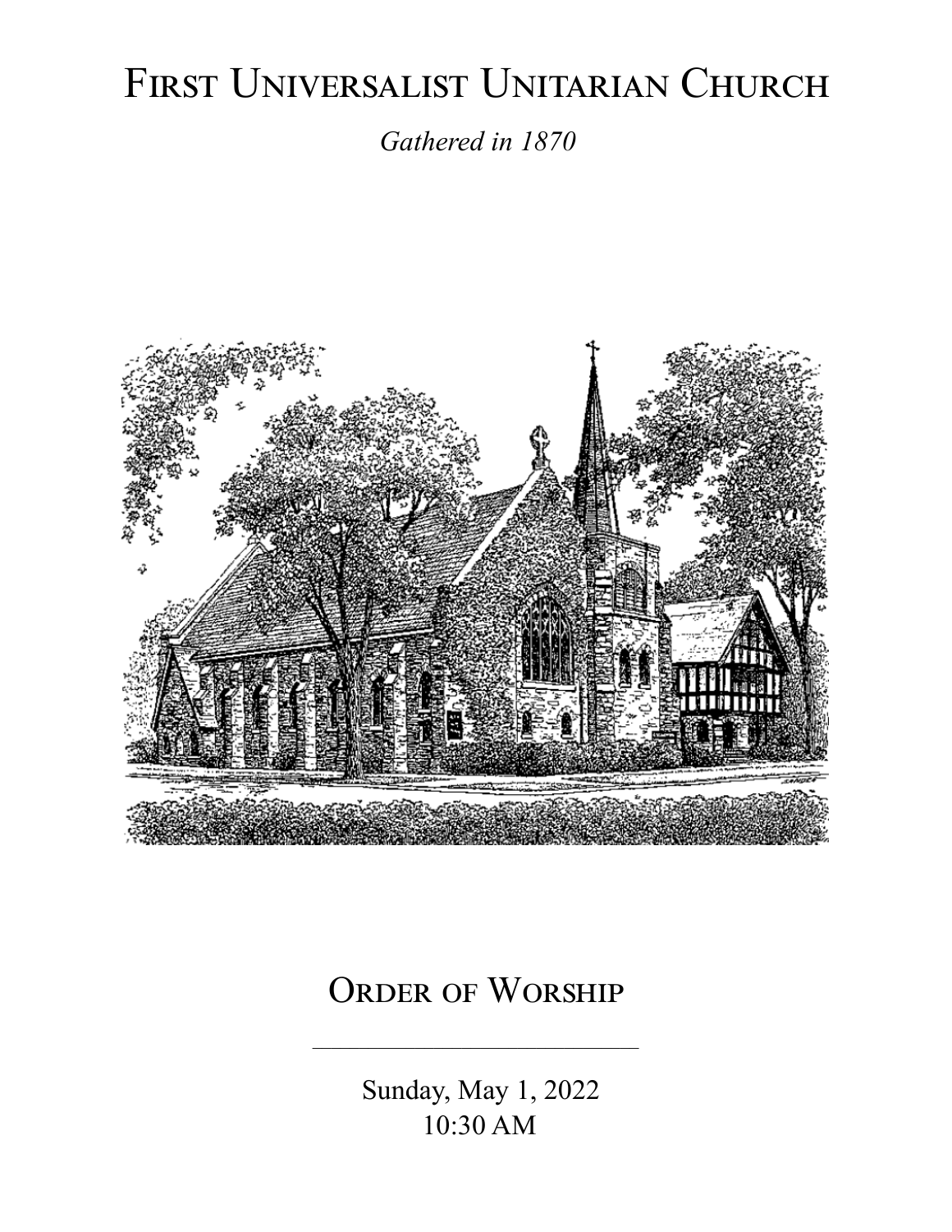# First Universalist Unitarian Church

*Gathered in 1870*

## Order of Worship

---

Sunday, May 1, 2022
10:30 AM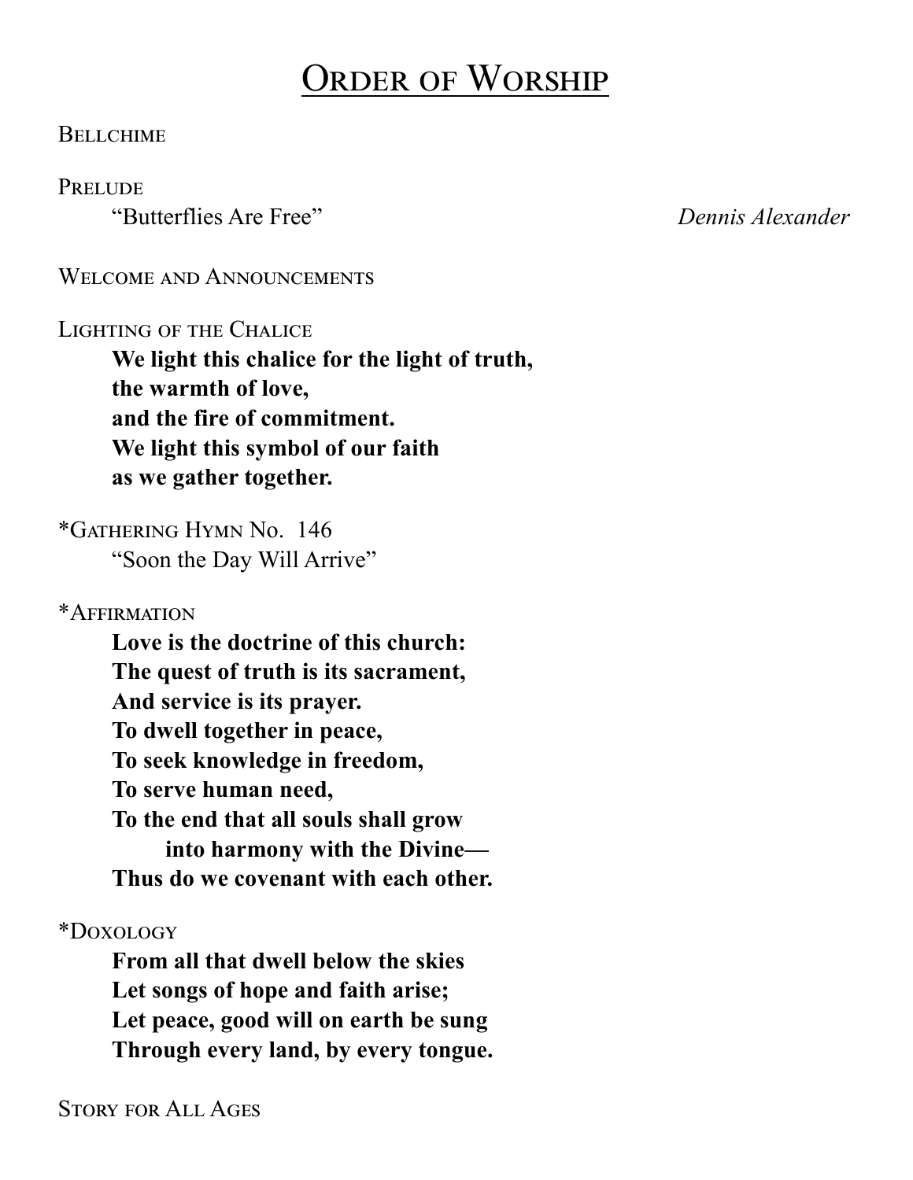# Order of Worship

Bellchime

Prelude

"Butterflies Are Free" *Dennis Alexander*

Welcome and Announcements

Lighting of the Chalice

**We light this chalice for the light of truth,**
**the warmth of love,**
**and the fire of commitment.**
**We light this symbol of our faith**
**as we gather together.**

*Gathering Hymn No. 146

"Soon the Day Will Arrive"

*Affirmation

**Love is the doctrine of this church:**
**The quest of truth is its sacrament,**
**And service is its prayer.**
**To dwell together in peace,**
**To seek knowledge in freedom,**
**To serve human need,**
**To the end that all souls shall grow**
**into harmony with the Divine—**
**Thus do we covenant with each other.**

*Doxology

**From all that dwell below the skies**
**Let songs of hope and faith arise;**
**Let peace, good will on earth be sung**
**Through every land, by every tongue.**

Story for All Ages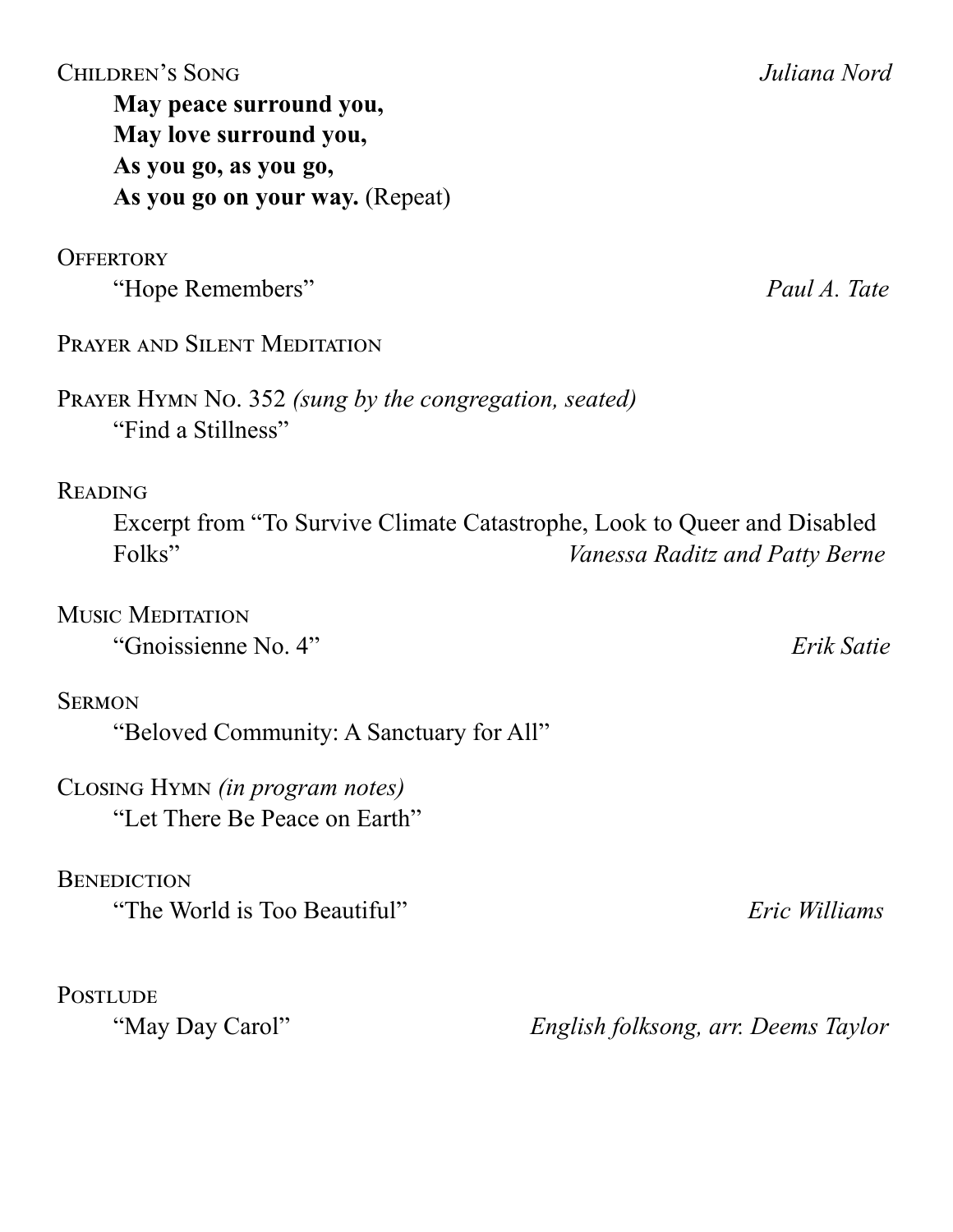Children's Song *Juliana Nord*

**May peace surround you,**
**May love surround you,**
**As you go, as you go,**
**As you go on your way.** (Repeat)

Offertory

"Hope Remembers" *Paul A. Tate*

Prayer and Silent Meditation

Prayer Hymn No. 352 *(sung by the congregation, seated)*

"Find a Stillness"

Reading

Excerpt from "To Survive Climate Catastrophe, Look to Queer and Disabled Folks" *Vanessa Raditz and Patty Berne*

Music Meditation

"Gnoissienne No. 4" *Erik Satie*

Sermon

"Beloved Community: A Sanctuary for All"

Closing Hymn *(in program notes)*

"Let There Be Peace on Earth"

Benediction

"The World is Too Beautiful" *Eric Williams*

Postlude

"May Day Carol" *English folksong, arr. Deems Taylor*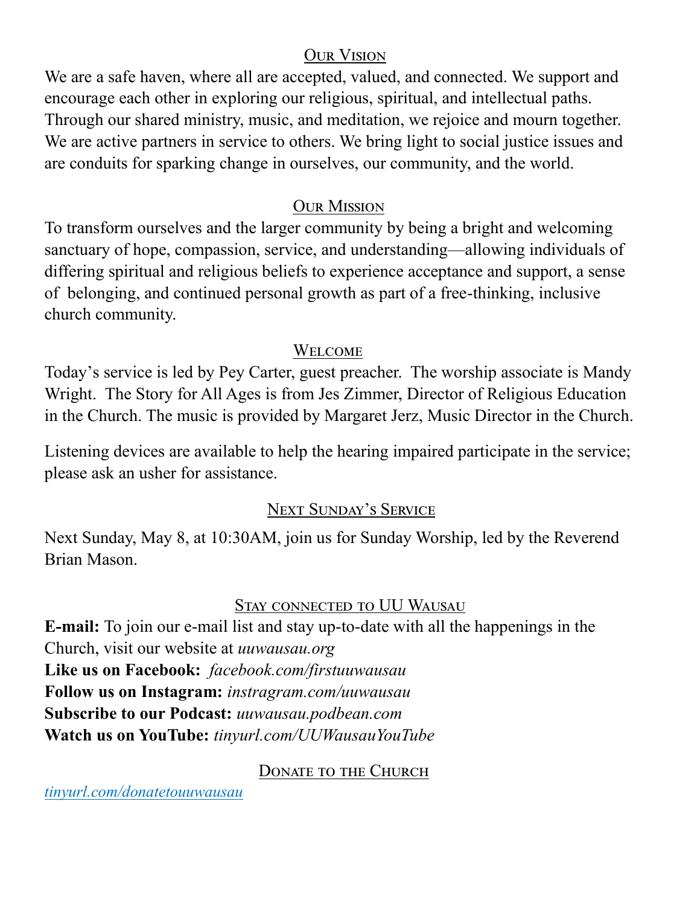## Our Vision

We are a safe haven, where all are accepted, valued, and connected. We support and encourage each other in exploring our religious, spiritual, and intellectual paths. Through our shared ministry, music, and meditation, we rejoice and mourn together. We are active partners in service to others. We bring light to social justice issues and are conduits for sparking change in ourselves, our community, and the world.

## Our Mission

To transform ourselves and the larger community by being a bright and welcoming sanctuary of hope, compassion, service, and understanding—allowing individuals of differing spiritual and religious beliefs to experience acceptance and support, a sense of belonging, and continued personal growth as part of a free-thinking, inclusive church community.

## Welcome

Today's service is led by Pey Carter, guest preacher. The worship associate is Mandy Wright. The Story for All Ages is from Jes Zimmer, Director of Religious Education in the Church. The music is provided by Margaret Jerz, Music Director in the Church.

Listening devices are available to help the hearing impaired participate in the service; please ask an usher for assistance.

## Next Sunday's Service

Next Sunday, May 8, at 10:30AM, join us for Sunday Worship, led by the Reverend Brian Mason.

## Stay connected to UU Wausau

**E-mail:** To join our e-mail list and stay up-to-date with all the happenings in the Church, visit our website at *uuwausau.org*  
**Like us on Facebook:** *facebook.com/firstuuwausau*  
**Follow us on Instagram:** *instragram.com/uuwausau*  
**Subscribe to our Podcast:** *uuwausau.podbean.com*  
**Watch us on YouTube:** *tinyurl.com/UUWausauYouTube*

## Donate to the Church

*tinyurl.com/donatetouuwausau*